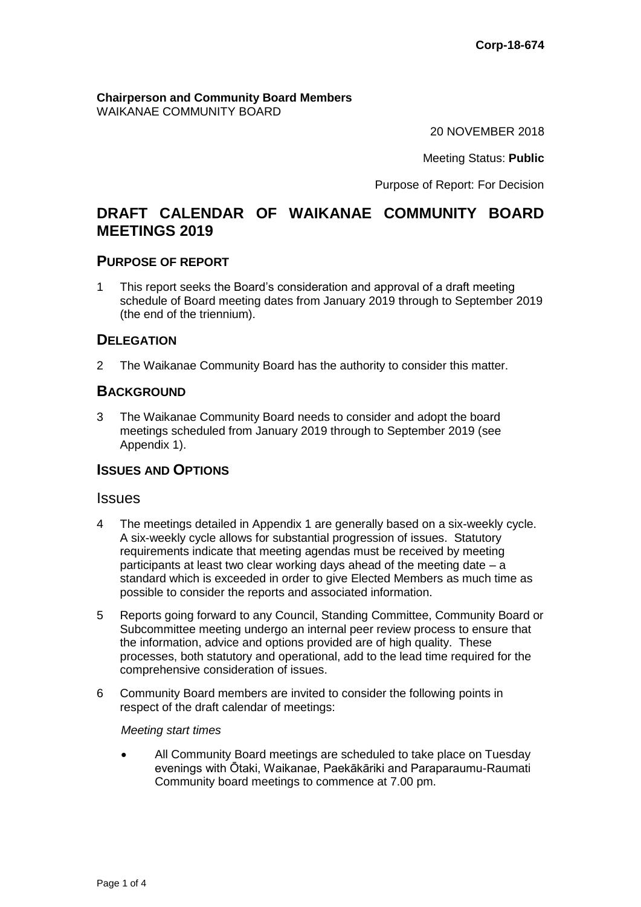**Corp-18-674**

**Chairperson and Community Board Members**
WAIKANAE COMMUNITY BOARD

20 NOVEMBER 2018

Meeting Status: **Public**

Purpose of Report: For Decision

# DRAFT CALENDAR OF WAIKANAE COMMUNITY BOARD MEETINGS 2019

## PURPOSE OF REPORT

1 This report seeks the Board's consideration and approval of a draft meeting schedule of Board meeting dates from January 2019 through to September 2019 (the end of the triennium).

## DELEGATION

2 The Waikanae Community Board has the authority to consider this matter.

## BACKGROUND

3 The Waikanae Community Board needs to consider and adopt the board meetings scheduled from January 2019 through to September 2019 (see Appendix 1).

## ISSUES AND OPTIONS

### Issues

4 The meetings detailed in Appendix 1 are generally based on a six-weekly cycle. A six-weekly cycle allows for substantial progression of issues. Statutory requirements indicate that meeting agendas must be received by meeting participants at least two clear working days ahead of the meeting date – a standard which is exceeded in order to give Elected Members as much time as possible to consider the reports and associated information.

5 Reports going forward to any Council, Standing Committee, Community Board or Subcommittee meeting undergo an internal peer review process to ensure that the information, advice and options provided are of high quality. These processes, both statutory and operational, add to the lead time required for the comprehensive consideration of issues.

6 Community Board members are invited to consider the following points in respect of the draft calendar of meetings:

*Meeting start times*

- All Community Board meetings are scheduled to take place on Tuesday evenings with Ōtaki, Waikanae, Paekākāriki and Paraparaumu-Raumati Community board meetings to commence at 7.00 pm.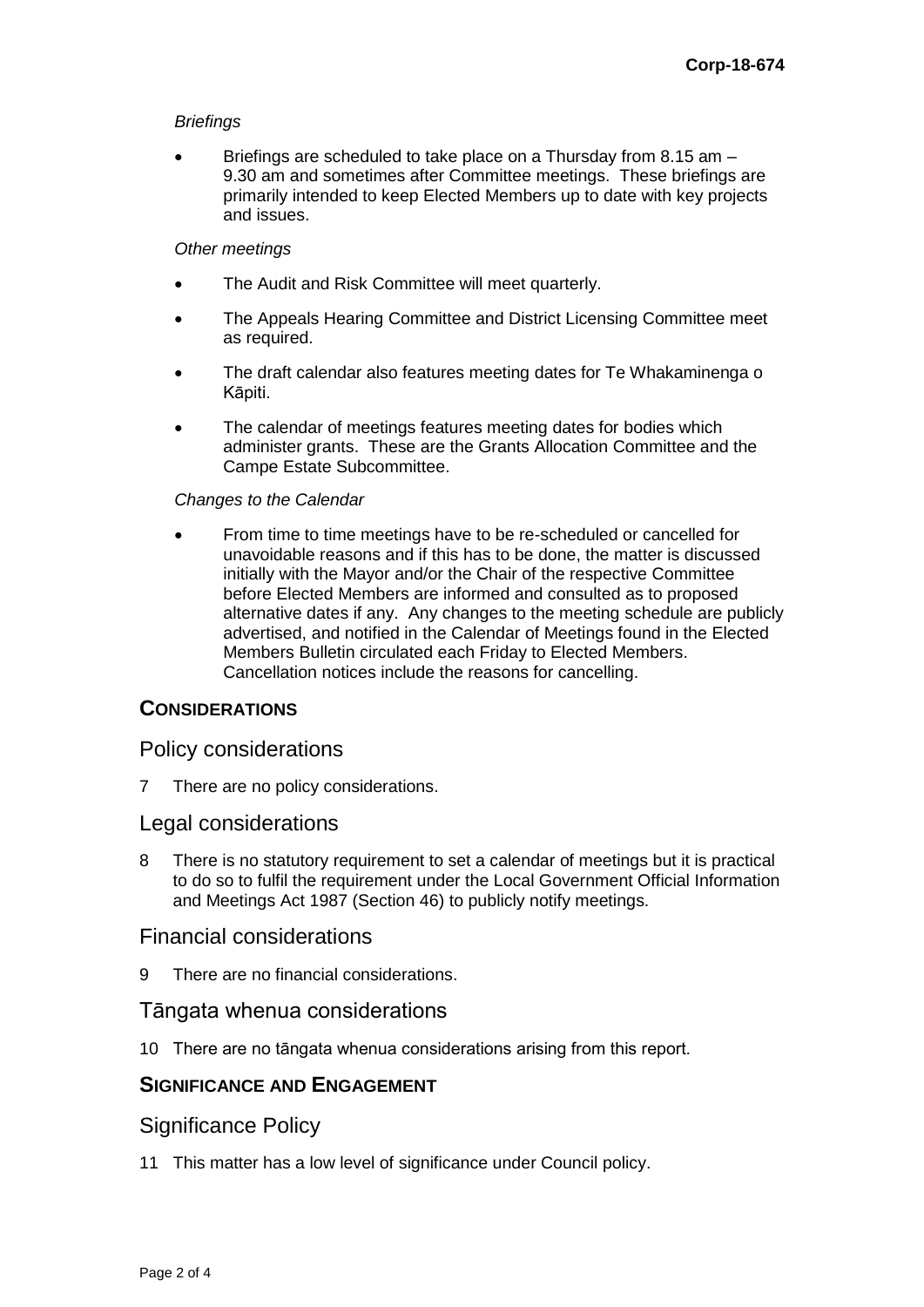*Briefings*

- Briefings are scheduled to take place on a Thursday from 8.15 am – 9.30 am and sometimes after Committee meetings. These briefings are primarily intended to keep Elected Members up to date with key projects and issues.

*Other meetings*

- The Audit and Risk Committee will meet quarterly.
- The Appeals Hearing Committee and District Licensing Committee meet as required.
- The draft calendar also features meeting dates for Te Whakaminenga o Kāpiti.
- The calendar of meetings features meeting dates for bodies which administer grants. These are the Grants Allocation Committee and the Campe Estate Subcommittee.

*Changes to the Calendar*

- From time to time meetings have to be re-scheduled or cancelled for unavoidable reasons and if this has to be done, the matter is discussed initially with the Mayor and/or the Chair of the respective Committee before Elected Members are informed and consulted as to proposed alternative dates if any. Any changes to the meeting schedule are publicly advertised, and notified in the Calendar of Meetings found in the Elected Members Bulletin circulated each Friday to Elected Members. Cancellation notices include the reasons for cancelling.

## CONSIDERATIONS

### Policy considerations

7 There are no policy considerations.

### Legal considerations

8 There is no statutory requirement to set a calendar of meetings but it is practical to do so to fulfil the requirement under the Local Government Official Information and Meetings Act 1987 (Section 46) to publicly notify meetings.

### Financial considerations

9 There are no financial considerations.

### Tāngata whenua considerations

10 There are no tāngata whenua considerations arising from this report.

## SIGNIFICANCE AND ENGAGEMENT

### Significance Policy

11 This matter has a low level of significance under Council policy.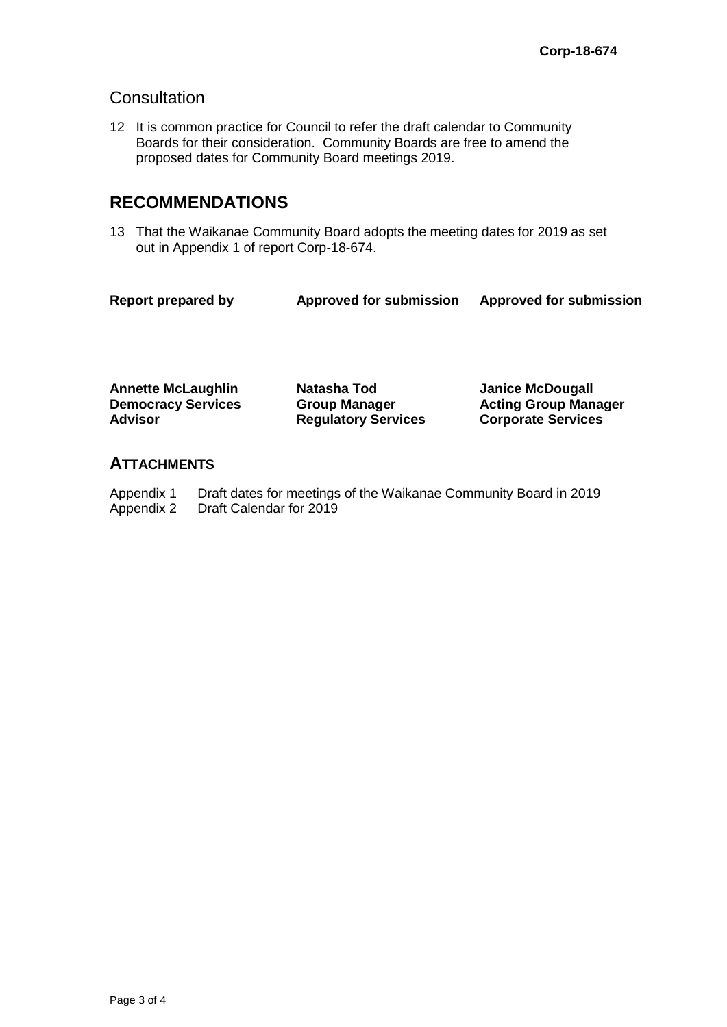## Consultation

12 It is common practice for Council to refer the draft calendar to Community Boards for their consideration. Community Boards are free to amend the proposed dates for Community Board meetings 2019.

## RECOMMENDATIONS

13 That the Waikanae Community Board adopts the meeting dates for 2019 as set out in Appendix 1 of report Corp-18-674.

| **Report prepared by** | **Approved for submission** | **Approved for submission** |
|---|---|---|
| **Annette McLaughlin** | **Natasha Tod** | **Janice McDougall** |
| **Democracy Services Advisor** | **Group Manager Regulatory Services** | **Acting Group Manager Corporate Services** |

## ATTACHMENTS

Appendix 1 Draft dates for meetings of the Waikanae Community Board in 2019
Appendix 2 Draft Calendar for 2019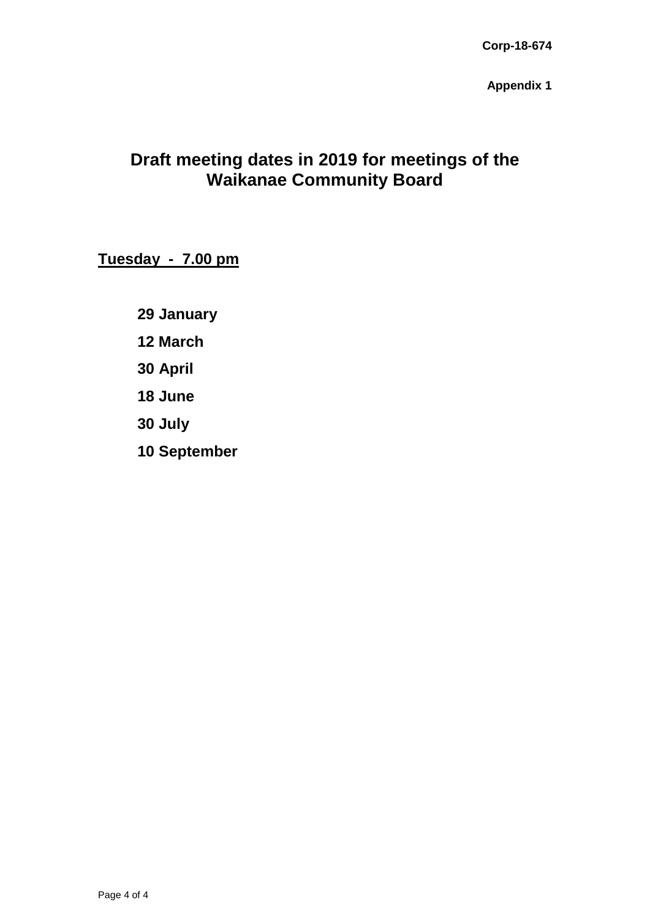**Corp-18-674**

**Appendix 1**

# Draft meeting dates in 2019 for meetings of the Waikanae Community Board

**Tuesday - 7.00 pm**

**29 January**

**12 March**

**30 April**

**18 June**

**30 July**

**10 September**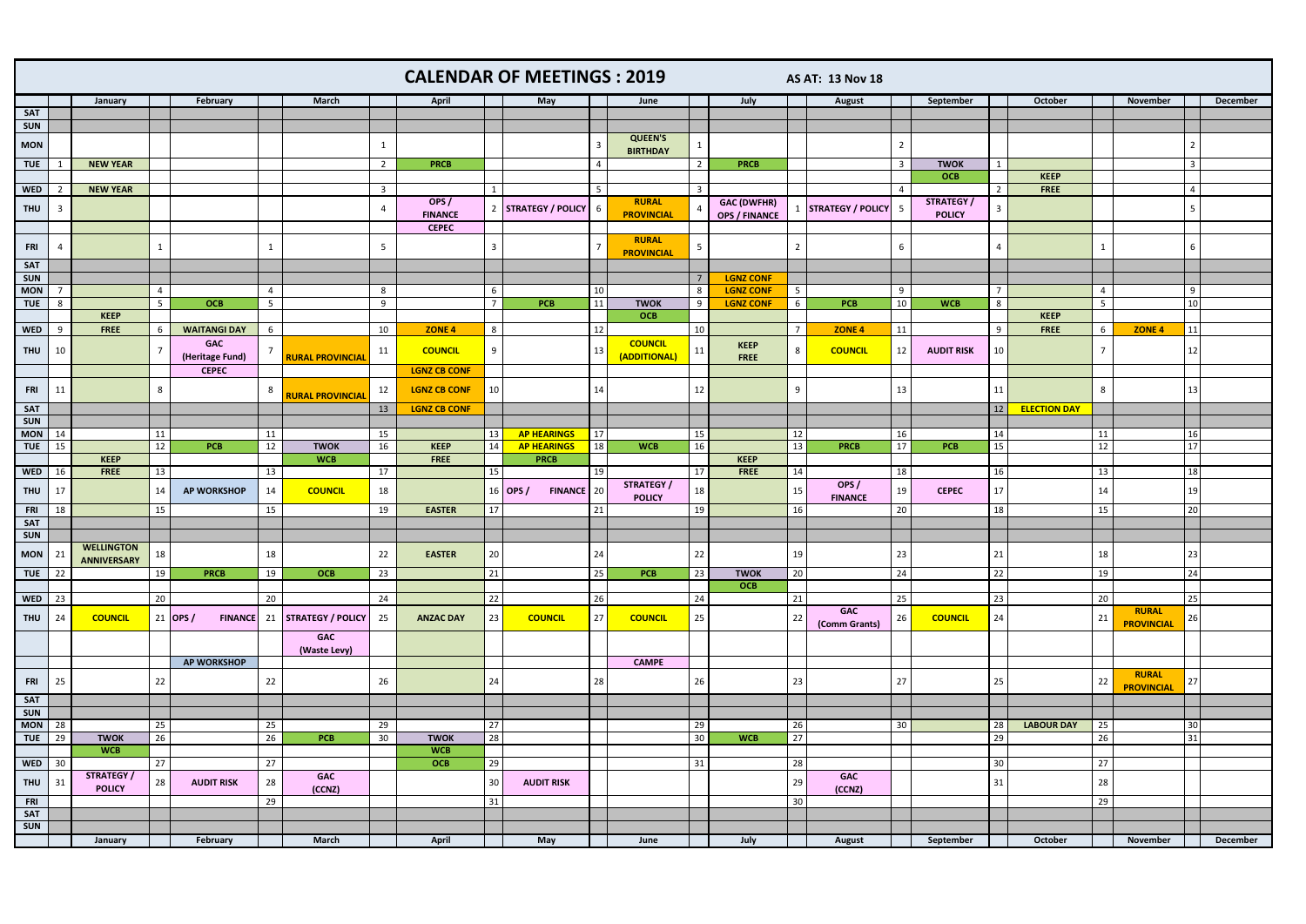# CALENDAR OF MEETINGS : 2019

**AS AT: 13 Nov 18**

| | | January | | February | | March | | April | | May | | June | | July | | August | | September | | October | | November | | December |
|---|---|---|---|---|---|---|---|---|---|---|---|---|---|---|---|---|---|---|---|---|---|---|---|---|
| SAT | | | | | | | | | | | | | | | | | | | | | | | | |
| SUN | | | | | | | | | | | | | | | | | | | | | | | | |
| MON | | | | | | | 1 | | | | 3 | QUEEN'S BIRTHDAY | 1 | | | | 2 | | | | | | 2 | |
| TUE | 1 | NEW YEAR | | | | | 2 | PRCB | | | 4 | | 2 | PRCB | | | 3 | TWOK | 1 | | | | 3 | |
| | | | | | | | | | | | | | | | | | | OCB | | KEEP | | | | |
| WED | 2 | NEW YEAR | | | | | 3 | | 1 | | 5 | | 3 | | | | 4 | | 2 | FREE | | | 4 | |
| THU | 3 | | | | | | 4 | OPS / FINANCE | 2 | STRATEGY / POLICY | 6 | RURAL PROVINCIAL | 4 | GAC (DWFHR) OPS / FINANCE | 1 | STRATEGY / POLICY | 5 | STRATEGY / POLICY | 3 | | | | 5 | |
| | | | | | | | | CEPEC | | | | | | | | | | | | | | | | |
| FRI | 4 | | 1 | | 1 | | 5 | | 3 | | 7 | RURAL PROVINCIAL | 5 | | 2 | | 6 | | 4 | | 1 | | 6 | |
| SAT | | | | | | | | | | | | | | | | | | | | | | | | |
| SUN | | | | | | | | | | | | | 7 | LGNZ CONF | | | | | | | | | | |
| MON | 7 | | 4 | | 4 | | 8 | | 6 | | 10 | | 8 | LGNZ CONF | 5 | | 9 | | 7 | | 4 | | 9 | |
| TUE | 8 | | 5 | OCB | 5 | | 9 | | 7 | PCB | 11 | TWOK | 9 | LGNZ CONF | 6 | PCB | 10 | WCB | 8 | | 5 | | 10 | |
| | | KEEP | | | | | | | | | | OCB | | | | | | | | KEEP | | | | |
| WED | 9 | FREE | 6 | WAITANGI DAY | 6 | | 10 | ZONE 4 | 8 | | 12 | | 10 | | 7 | ZONE 4 | 11 | | 9 | FREE | 6 | ZONE 4 | 11 | |
| THU | 10 | | 7 | GAC (Heritage Fund) | 7 | RURAL PROVINCIAL | 11 | COUNCIL | 9 | | 13 | COUNCIL (ADDITIONAL) | 11 | KEEP FREE | 8 | COUNCIL | 12 | AUDIT RISK | 10 | | 7 | | 12 | |
| | | | | CEPEC | | | | LGNZ CB CONF | | | | | | | | | | | | | | | | |
| FRI | 11 | | 8 | | 8 | RURAL PROVINCIAL | 12 | LGNZ CB CONF | 10 | | 14 | | 12 | | 9 | | 13 | | 11 | | 8 | | 13 | |
| SAT | | | | | | | 13 | LGNZ CB CONF | | | | | | | | | | | 12 | ELECTION DAY | | | | |
| SUN | | | | | | | | | | | | | | | | | | | | | | | | |
| MON | 14 | | 11 | | 11 | | 15 | | 13 | AP HEARINGS | 17 | | 15 | | 12 | | 16 | | 14 | | 11 | | 16 | |
| TUE | 15 | | 12 | PCB | 12 | TWOK | 16 | KEEP | 14 | AP HEARINGS | 18 | WCB | 16 | | 13 | PRCB | 17 | PCB | 15 | | 12 | | 17 | |
| | | KEEP | | | | WCB | | FREE | | PRCB | | | | KEEP | | | | | | | | | | |
| WED | 16 | FREE | 13 | | 13 | | 17 | | 15 | | 19 | | 17 | FREE | 14 | | 18 | | 16 | | 13 | | 18 | |
| THU | 17 | | 14 | AP WORKSHOP | 14 | COUNCIL | 18 | | 16 | OPS / FINANCE | 20 | STRATEGY / POLICY | 18 | | 15 | OPS / FINANCE | 19 | CEPEC | 17 | | 14 | | 19 | |
| FRI | 18 | | 15 | | 15 | | 19 | EASTER | 17 | | 21 | | 19 | | 16 | | 20 | | 18 | | 15 | | 20 | |
| SAT | | | | | | | | | | | | | | | | | | | | | | | | |
| SUN | | | | | | | | | | | | | | | | | | | | | | | | |
| MON | 21 | WELLINGTON ANNIVERSARY | 18 | | 18 | | 22 | EASTER | 20 | | 24 | | 22 | | 19 | | 23 | | 21 | | 18 | | 23 | |
| TUE | 22 | | 19 | PRCB | 19 | OCB | 23 | | 21 | | 25 | PCB | 23 | TWOK | 20 | | 24 | | 22 | | 19 | | 24 | |
| | | | | | | | | | | | | | | OCB | | | | | | | | | | |
| WED | 23 | | 20 | | 20 | | 24 | | 22 | | 26 | | 24 | | 21 | | 25 | | 23 | | 20 | | 25 | |
| THU | 24 | COUNCIL | 21 | OPS / FINANCE | 21 | STRATEGY / POLICY | 25 | ANZAC DAY | 23 | COUNCIL | 27 | COUNCIL | 25 | | 22 | GAC (Comm Grants) | 26 | COUNCIL | 24 | | 21 | RURAL PROVINCIAL | 26 | |
| | | | | | | GAC (Waste Levy) | | | | | | | | | | | | | | | | | | |
| | | | | AP WORKSHOP | | | | | | | | CAMPE | | | | | | | | | | | | |
| FRI | 25 | | 22 | | 22 | | 26 | | 24 | | 28 | | 26 | | 23 | | 27 | | 25 | | 22 | RURAL PROVINCIAL | 27 | |
| SAT | | | | | | | | | | | | | | | | | | | | | | | | |
| SUN | | | | | | | | | | | | | | | | | | | | | | | | |
| MON | 28 | | 25 | | 25 | | 29 | | 27 | | | | 29 | | 26 | | 30 | | 28 | LABOUR DAY | 25 | | 30 | |
| TUE | 29 | TWOK | 26 | | 26 | PCB | 30 | TWOK | 28 | | | | 30 | WCB | 27 | | | | 29 | | 26 | | 31 | |
| | | WCB | | | | | | WCB | | | | | | | | | | | | | | | | |
| WED | 30 | | 27 | | 27 | | | OCB | 29 | | | | 31 | | 28 | | | | 30 | | 27 | | | |
| THU | 31 | STRATEGY / POLICY | 28 | AUDIT RISK | 28 | GAC (CCNZ) | | | 30 | AUDIT RISK | | | | | 29 | GAC (CCNZ) | | | 31 | | 28 | | | |
| FRI | | | | | 29 | | | | 31 | | | | | | 30 | | | | | | 29 | | | |
| SAT | | | | | | | | | | | | | | | | | | | | | | | | |
| SUN | | | | | | | | | | | | | | | | | | | | | | | | |
| | | January | | February | | March | | April | | May | | June | | July | | August | | September | | October | | November | | December |